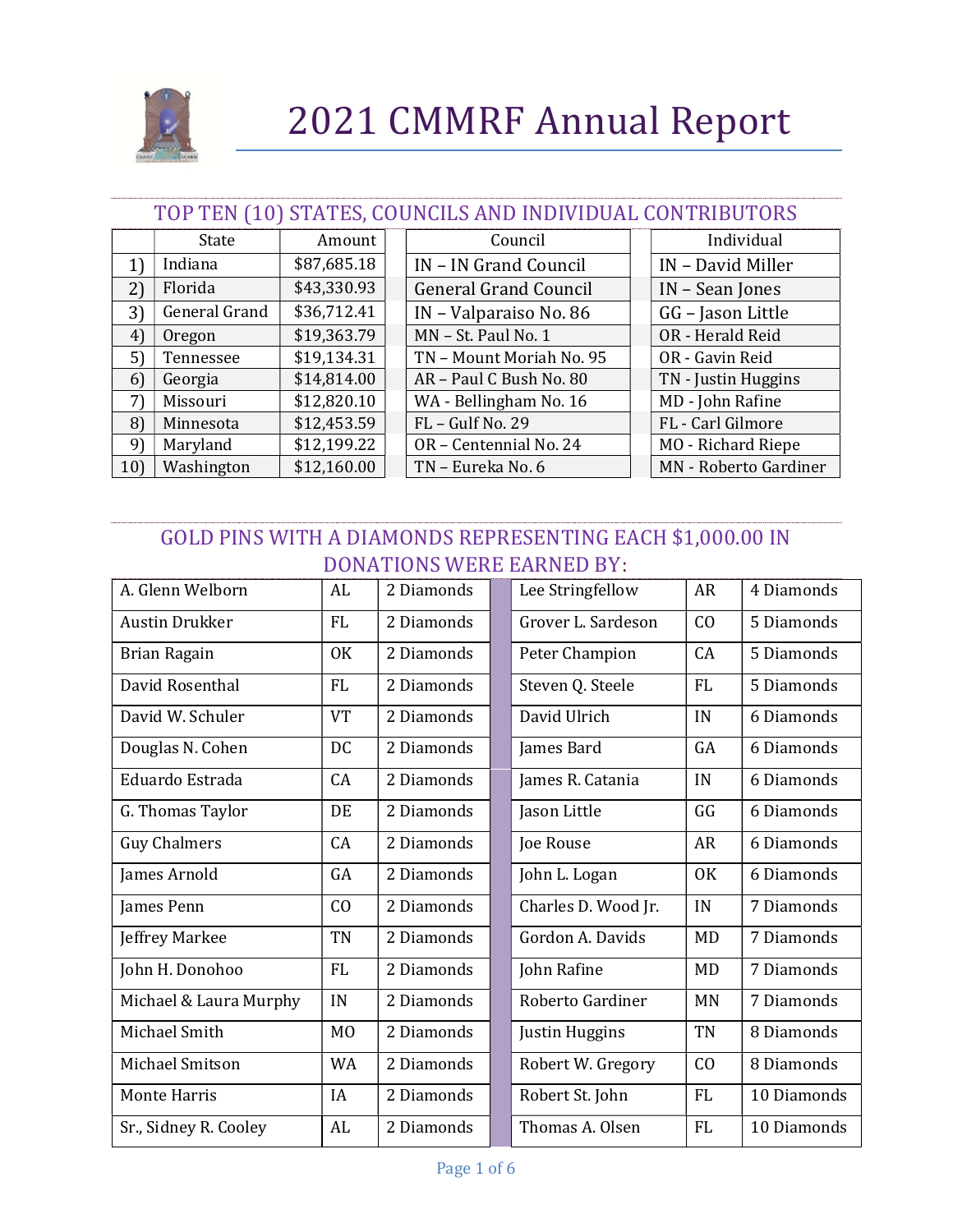# 2021 CMMRF Annual Report

## TOP TEN (10) STATES, COUNCILS AND INDIVIDUAL CONTRIBUTORS

| | State | Amount | Council | Individual |
|---|---|---|---|---|
| 1) | Indiana | $87,685.18 | IN – IN Grand Council | IN – David Miller |
| 2) | Florida | $43,330.93 | General Grand Council | IN – Sean Jones |
| 3) | General Grand | $36,712.41 | IN – Valparaiso No. 86 | GG – Jason Little |
| 4) | Oregon | $19,363.79 | MN – St. Paul No. 1 | OR - Herald Reid |
| 5) | Tennessee | $19,134.31 | TN – Mount Moriah No. 95 | OR - Gavin Reid |
| 6) | Georgia | $14,814.00 | AR – Paul C Bush No. 80 | TN - Justin Huggins |
| 7) | Missouri | $12,820.10 | WA - Bellingham No. 16 | MD - John Rafine |
| 8) | Minnesota | $12,453.59 | FL – Gulf No. 29 | FL - Carl Gilmore |
| 9) | Maryland | $12,199.22 | OR – Centennial No. 24 | MO - Richard Riepe |
| 10) | Washington | $12,160.00 | TN – Eureka No. 6 | MN - Roberto Gardiner |

## GOLD PINS WITH A DIAMONDS REPRESENTING EACH $1,000.00 IN DONATIONS WERE EARNED BY:

| Name | State | Diamonds |
|---|---|---|
| A. Glenn Welborn | AL | 2 Diamonds |
| Austin Drukker | FL | 2 Diamonds |
| Brian Ragain | OK | 2 Diamonds |
| David Rosenthal | FL | 2 Diamonds |
| David W. Schuler | VT | 2 Diamonds |
| Douglas N. Cohen | DC | 2 Diamonds |
| Eduardo Estrada | CA | 2 Diamonds |
| G. Thomas Taylor | DE | 2 Diamonds |
| Guy Chalmers | CA | 2 Diamonds |
| James Arnold | GA | 2 Diamonds |
| James Penn | CO | 2 Diamonds |
| Jeffrey Markee | TN | 2 Diamonds |
| John H. Donohoo | FL | 2 Diamonds |
| Michael & Laura Murphy | IN | 2 Diamonds |
| Michael Smith | MO | 2 Diamonds |
| Michael Smitson | WA | 2 Diamonds |
| Monte Harris | IA | 2 Diamonds |
| Sr., Sidney R. Cooley | AL | 2 Diamonds |
| Lee Stringfellow | AR | 4 Diamonds |
| Grover L. Sardeson | CO | 5 Diamonds |
| Peter Champion | CA | 5 Diamonds |
| Steven Q. Steele | FL | 5 Diamonds |
| David Ulrich | IN | 6 Diamonds |
| James Bard | GA | 6 Diamonds |
| James R. Catania | IN | 6 Diamonds |
| Jason Little | GG | 6 Diamonds |
| Joe Rouse | AR | 6 Diamonds |
| John L. Logan | OK | 6 Diamonds |
| Charles D. Wood Jr. | IN | 7 Diamonds |
| Gordon A. Davids | MD | 7 Diamonds |
| John Rafine | MD | 7 Diamonds |
| Roberto Gardiner | MN | 7 Diamonds |
| Justin Huggins | TN | 8 Diamonds |
| Robert W. Gregory | CO | 8 Diamonds |
| Robert St. John | FL | 10 Diamonds |
| Thomas A. Olsen | FL | 10 Diamonds |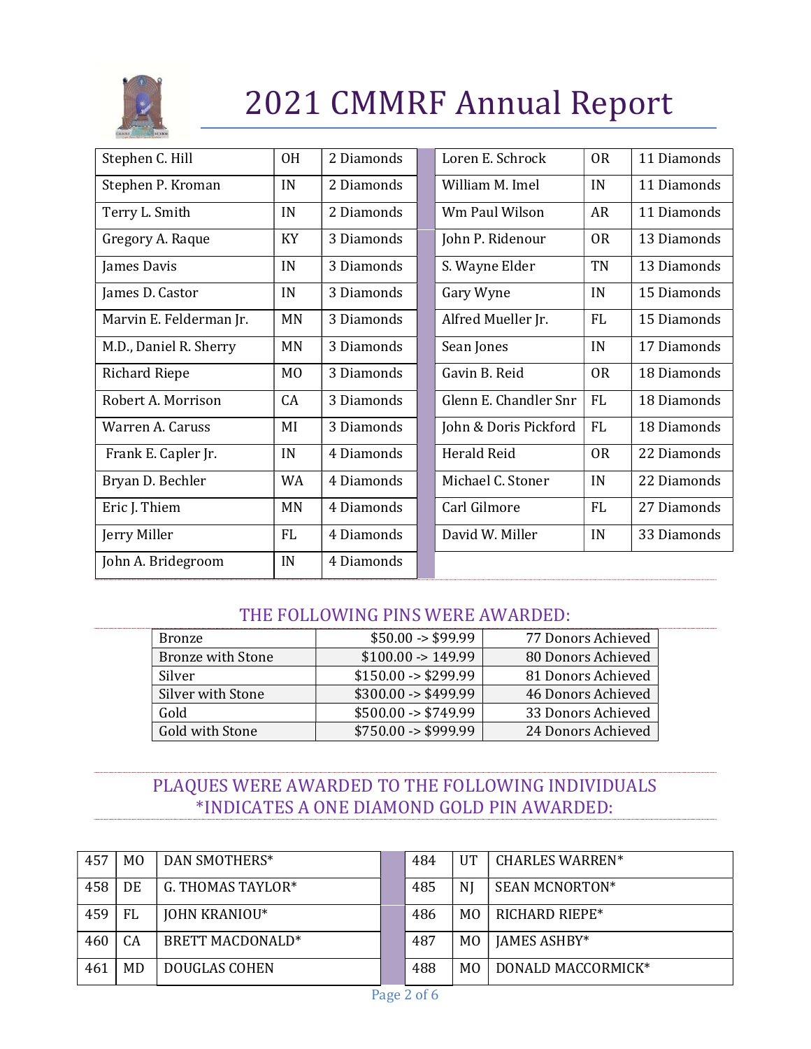# 2021 CMMRF Annual Report

| | | |
|---|---|---|
| Stephen C. Hill | OH | 2 Diamonds |
| Stephen P. Kroman | IN | 2 Diamonds |
| Terry L. Smith | IN | 2 Diamonds |
| Gregory A. Raque | KY | 3 Diamonds |
| James Davis | IN | 3 Diamonds |
| James D. Castor | IN | 3 Diamonds |
| Marvin E. Felderman Jr. | MN | 3 Diamonds |
| M.D., Daniel R. Sherry | MN | 3 Diamonds |
| Richard Riepe | MO | 3 Diamonds |
| Robert A. Morrison | CA | 3 Diamonds |
| Warren A. Caruss | MI | 3 Diamonds |
| Frank E. Capler Jr. | IN | 4 Diamonds |
| Bryan D. Bechler | WA | 4 Diamonds |
| Eric J. Thiem | MN | 4 Diamonds |
| Jerry Miller | FL | 4 Diamonds |
| John A. Bridegroom | IN | 4 Diamonds |
| Loren E. Schrock | OR | 11 Diamonds |
| William M. Imel | IN | 11 Diamonds |
| Wm Paul Wilson | AR | 11 Diamonds |
| John P. Ridenour | OR | 13 Diamonds |
| S. Wayne Elder | TN | 13 Diamonds |
| Gary Wyne | IN | 15 Diamonds |
| Alfred Mueller Jr. | FL | 15 Diamonds |
| Sean Jones | IN | 17 Diamonds |
| Gavin B. Reid | OR | 18 Diamonds |
| Glenn E. Chandler Snr | FL | 18 Diamonds |
| John & Doris Pickford | FL | 18 Diamonds |
| Herald Reid | OR | 22 Diamonds |
| Michael C. Stoner | IN | 22 Diamonds |
| Carl Gilmore | FL | 27 Diamonds |
| David W. Miller | IN | 33 Diamonds |

## THE FOLLOWING PINS WERE AWARDED:

| | | |
|---|---|---|
| Bronze | $50.00 -> $99.99 | 77 Donors Achieved |
| Bronze with Stone | $100.00 -> 149.99 | 80 Donors Achieved |
| Silver | $150.00 -> $299.99 | 81 Donors Achieved |
| Silver with Stone | $300.00 -> $499.99 | 46 Donors Achieved |
| Gold | $500.00 -> $749.99 | 33 Donors Achieved |
| Gold with Stone | $750.00 -> $999.99 | 24 Donors Achieved |

## PLAQUES WERE AWARDED TO THE FOLLOWING INDIVIDUALS *INDICATES A ONE DIAMOND GOLD PIN AWARDED:

| | | |
|---|---|---|
| 457 | MO | DAN SMOTHERS* |
| 458 | DE | G. THOMAS TAYLOR* |
| 459 | FL | JOHN KRANIOU* |
| 460 | CA | BRETT MACDONALD* |
| 461 | MD | DOUGLAS COHEN |
| 484 | UT | CHARLES WARREN* |
| 485 | NJ | SEAN MCNORTON* |
| 486 | MO | RICHARD RIEPE* |
| 487 | MO | JAMES ASHBY* |
| 488 | MO | DONALD MACCORMICK* |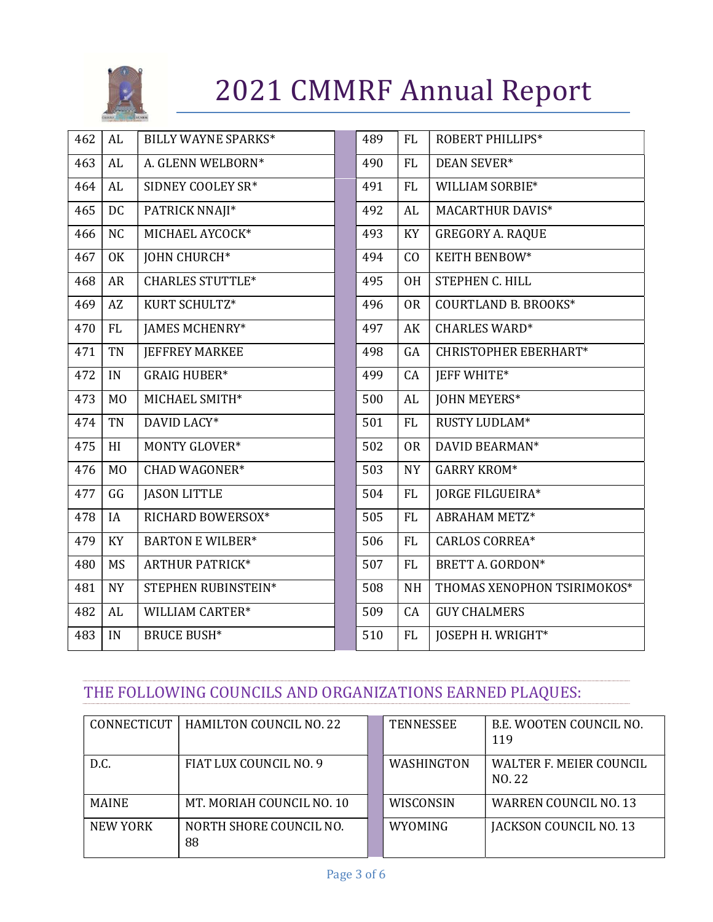| 462 | AL | BILLY WAYNE SPARKS* |
|---|---|---|
| 463 | AL | A. GLENN WELBORN* |
| 464 | AL | SIDNEY COOLEY SR* |
| 465 | DC | PATRICK NNAJI* |
| 466 | NC | MICHAEL AYCOCK* |
| 467 | OK | JOHN CHURCH* |
| 468 | AR | CHARLES STUTTLE* |
| 469 | AZ | KURT SCHULTZ* |
| 470 | FL | JAMES MCHENRY* |
| 471 | TN | JEFFREY MARKEE |
| 472 | IN | GRAIG HUBER* |
| 473 | MO | MICHAEL SMITH* |
| 474 | TN | DAVID LACY* |
| 475 | HI | MONTY GLOVER* |
| 476 | MO | CHAD WAGONER* |
| 477 | GG | JASON LITTLE |
| 478 | IA | RICHARD BOWERSOX* |
| 479 | KY | BARTON E WILBER* |
| 480 | MS | ARTHUR PATRICK* |
| 481 | NY | STEPHEN RUBINSTEIN* |
| 482 | AL | WILLIAM CARTER* |
| 483 | IN | BRUCE BUSH* |
| 489 | FL | ROBERT PHILLIPS* |
| 490 | FL | DEAN SEVER* |
| 491 | FL | WILLIAM SORBIE* |
| 492 | AL | MACARTHUR DAVIS* |
| 493 | KY | GREGORY A. RAQUE |
| 494 | CO | KEITH BENBOW* |
| 495 | OH | STEPHEN C. HILL |
| 496 | OR | COURTLAND B. BROOKS* |
| 497 | AK | CHARLES WARD* |
| 498 | GA | CHRISTOPHER EBERHART* |
| 499 | CA | JEFF WHITE* |
| 500 | AL | JOHN MEYERS* |
| 501 | FL | RUSTY LUDLAM* |
| 502 | OR | DAVID BEARMAN* |
| 503 | NY | GARRY KROM* |
| 504 | FL | JORGE FILGUEIRA* |
| 505 | FL | ABRAHAM METZ* |
| 506 | FL | CARLOS CORREA* |
| 507 | FL | BRETT A. GORDON* |
| 508 | NH | THOMAS XENOPHON TSIRIMOKOS* |
| 509 | CA | GUY CHALMERS |
| 510 | FL | JOSEPH H. WRIGHT* |

## THE FOLLOWING COUNCILS AND ORGANIZATIONS EARNED PLAQUES:

| CONNECTICUT | HAMILTON COUNCIL NO. 22 |
|---|---|
| D.C. | FIAT LUX COUNCIL NO. 9 |
| MAINE | MT. MORIAH COUNCIL NO. 10 |
| NEW YORK | NORTH SHORE COUNCIL NO. 88 |
| TENNESSEE | B.E. WOOTEN COUNCIL NO. 119 |
| WASHINGTON | WALTER F. MEIER COUNCIL NO. 22 |
| WISCONSIN | WARREN COUNCIL NO. 13 |
| WYOMING | JACKSON COUNCIL NO. 13 |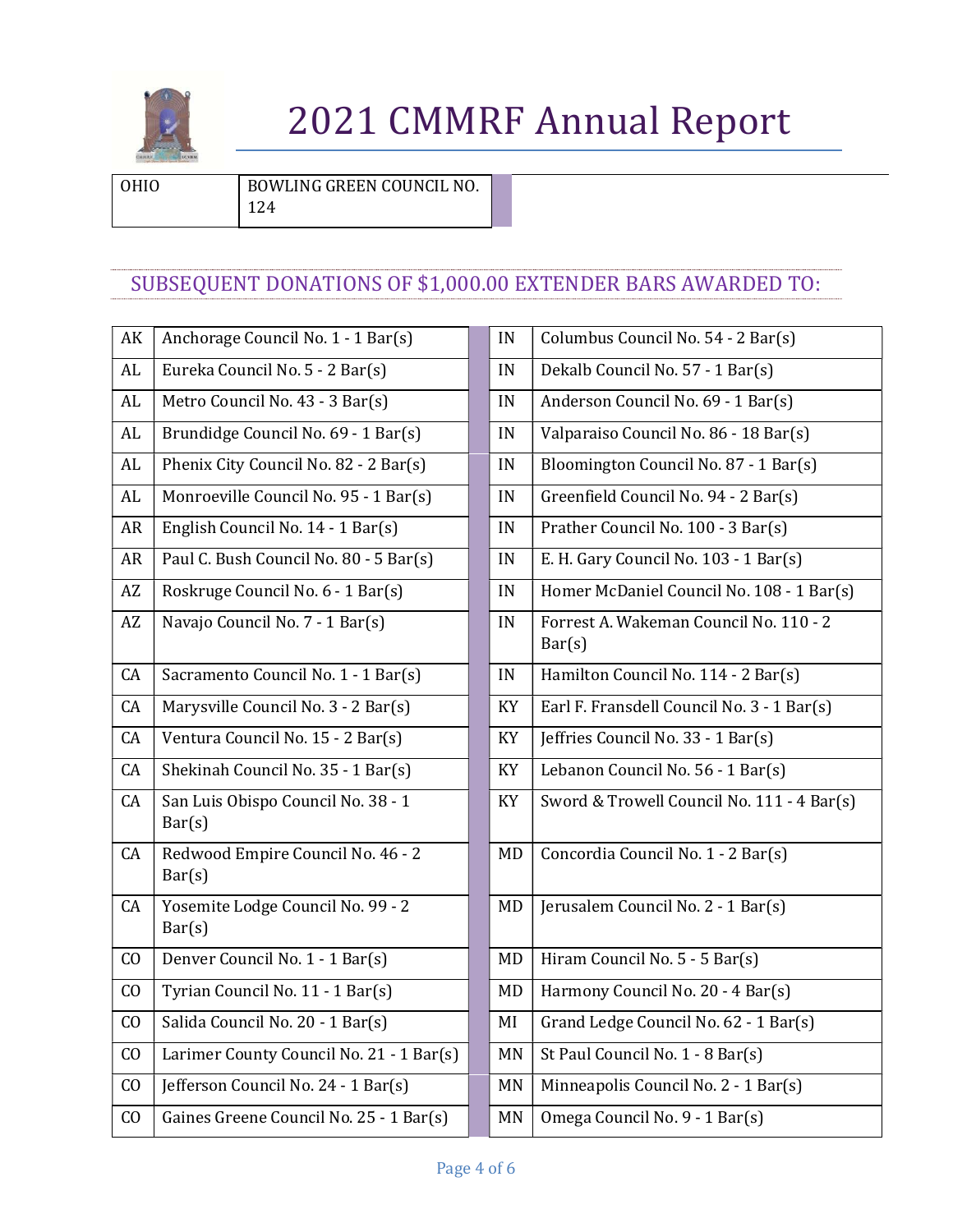| OHIO | BOWLING GREEN COUNCIL NO. 124 |
|---|---|

## SUBSEQUENT DONATIONS OF $1,000.00 EXTENDER BARS AWARDED TO:

| | | | | |
|---|---|---|---|---|
| AK | Anchorage Council No. 1 - 1 Bar(s) | | IN | Columbus Council No. 54 - 2 Bar(s) |
| AL | Eureka Council No. 5 - 2 Bar(s) | | IN | Dekalb Council No. 57 - 1 Bar(s) |
| AL | Metro Council No. 43 - 3 Bar(s) | | IN | Anderson Council No. 69 - 1 Bar(s) |
| AL | Brundidge Council No. 69 - 1 Bar(s) | | IN | Valparaiso Council No. 86 - 18 Bar(s) |
| AL | Phenix City Council No. 82 - 2 Bar(s) | | IN | Bloomington Council No. 87 - 1 Bar(s) |
| AL | Monroeville Council No. 95 - 1 Bar(s) | | IN | Greenfield Council No. 94 - 2 Bar(s) |
| AR | English Council No. 14 - 1 Bar(s) | | IN | Prather Council No. 100 - 3 Bar(s) |
| AR | Paul C. Bush Council No. 80 - 5 Bar(s) | | IN | E. H. Gary Council No. 103 - 1 Bar(s) |
| AZ | Roskruge Council No. 6 - 1 Bar(s) | | IN | Homer McDaniel Council No. 108 - 1 Bar(s) |
| AZ | Navajo Council No. 7 - 1 Bar(s) | | IN | Forrest A. Wakeman Council No. 110 - 2 Bar(s) |
| CA | Sacramento Council No. 1 - 1 Bar(s) | | IN | Hamilton Council No. 114 - 2 Bar(s) |
| CA | Marysville Council No. 3 - 2 Bar(s) | | KY | Earl F. Fransdell Council No. 3 - 1 Bar(s) |
| CA | Ventura Council No. 15 - 2 Bar(s) | | KY | Jeffries Council No. 33 - 1 Bar(s) |
| CA | Shekinah Council No. 35 - 1 Bar(s) | | KY | Lebanon Council No. 56 - 1 Bar(s) |
| CA | San Luis Obispo Council No. 38 - 1 Bar(s) | | KY | Sword & Trowell Council No. 111 - 4 Bar(s) |
| CA | Redwood Empire Council No. 46 - 2 Bar(s) | | MD | Concordia Council No. 1 - 2 Bar(s) |
| CA | Yosemite Lodge Council No. 99 - 2 Bar(s) | | MD | Jerusalem Council No. 2 - 1 Bar(s) |
| CO | Denver Council No. 1 - 1 Bar(s) | | MD | Hiram Council No. 5 - 5 Bar(s) |
| CO | Tyrian Council No. 11 - 1 Bar(s) | | MD | Harmony Council No. 20 - 4 Bar(s) |
| CO | Salida Council No. 20 - 1 Bar(s) | | MI | Grand Ledge Council No. 62 - 1 Bar(s) |
| CO | Larimer County Council No. 21 - 1 Bar(s) | | MN | St Paul Council No. 1 - 8 Bar(s) |
| CO | Jefferson Council No. 24 - 1 Bar(s) | | MN | Minneapolis Council No. 2 - 1 Bar(s) |
| CO | Gaines Greene Council No. 25 - 1 Bar(s) | | MN | Omega Council No. 9 - 1 Bar(s) |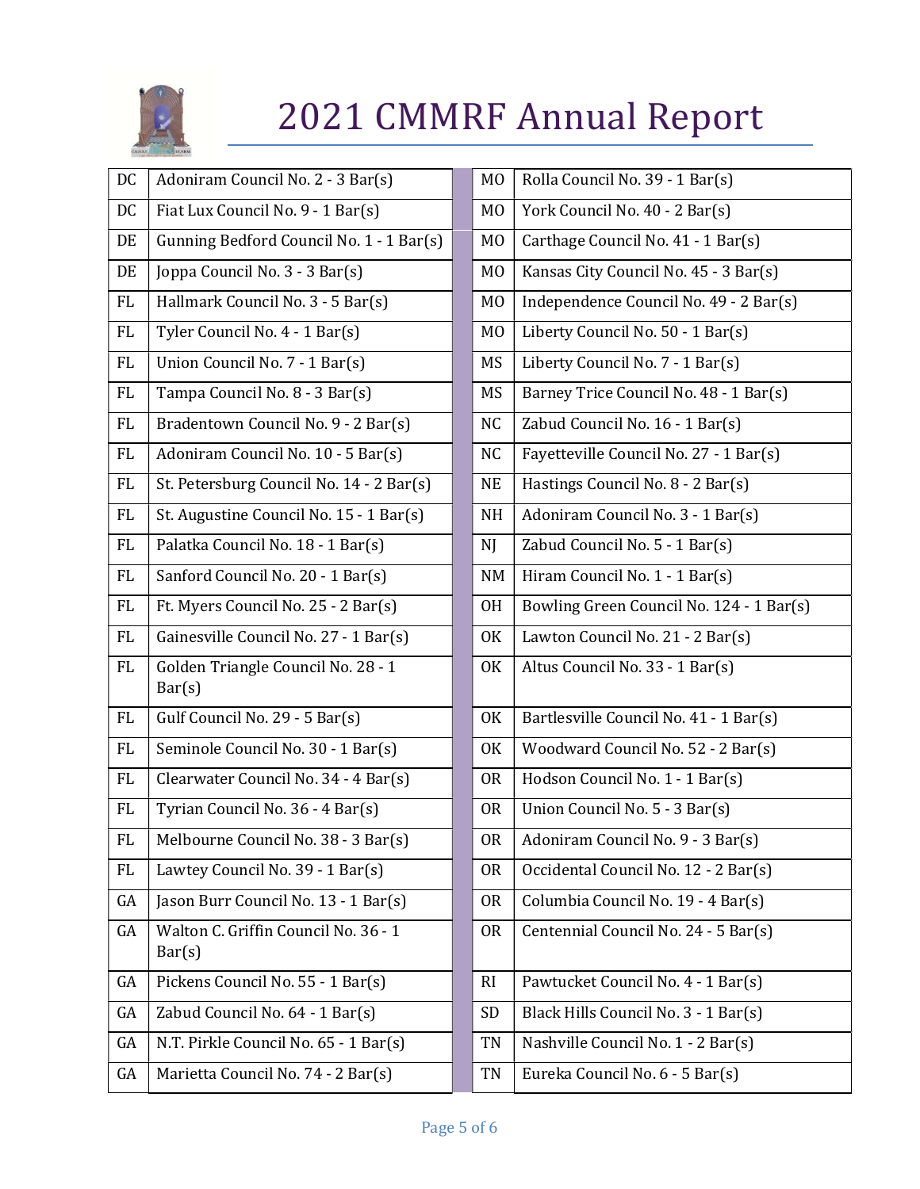| | | | |
|---|---|---|---|
| DC | Adoniram Council No. 2 - 3 Bar(s) | MO | Rolla Council No. 39 - 1 Bar(s) |
| DC | Fiat Lux Council No. 9 - 1 Bar(s) | MO | York Council No. 40 - 2 Bar(s) |
| DE | Gunning Bedford Council No. 1 - 1 Bar(s) | MO | Carthage Council No. 41 - 1 Bar(s) |
| DE | Joppa Council No. 3 - 3 Bar(s) | MO | Kansas City Council No. 45 - 3 Bar(s) |
| FL | Hallmark Council No. 3 - 5 Bar(s) | MO | Independence Council No. 49 - 2 Bar(s) |
| FL | Tyler Council No. 4 - 1 Bar(s) | MO | Liberty Council No. 50 - 1 Bar(s) |
| FL | Union Council No. 7 - 1 Bar(s) | MS | Liberty Council No. 7 - 1 Bar(s) |
| FL | Tampa Council No. 8 - 3 Bar(s) | MS | Barney Trice Council No. 48 - 1 Bar(s) |
| FL | Bradentown Council No. 9 - 2 Bar(s) | NC | Zabud Council No. 16 - 1 Bar(s) |
| FL | Adoniram Council No. 10 - 5 Bar(s) | NC | Fayetteville Council No. 27 - 1 Bar(s) |
| FL | St. Petersburg Council No. 14 - 2 Bar(s) | NE | Hastings Council No. 8 - 2 Bar(s) |
| FL | St. Augustine Council No. 15 - 1 Bar(s) | NH | Adoniram Council No. 3 - 1 Bar(s) |
| FL | Palatka Council No. 18 - 1 Bar(s) | NJ | Zabud Council No. 5 - 1 Bar(s) |
| FL | Sanford Council No. 20 - 1 Bar(s) | NM | Hiram Council No. 1 - 1 Bar(s) |
| FL | Ft. Myers Council No. 25 - 2 Bar(s) | OH | Bowling Green Council No. 124 - 1 Bar(s) |
| FL | Gainesville Council No. 27 - 1 Bar(s) | OK | Lawton Council No. 21 - 2 Bar(s) |
| FL | Golden Triangle Council No. 28 - 1 Bar(s) | OK | Altus Council No. 33 - 1 Bar(s) |
| FL | Gulf Council No. 29 - 5 Bar(s) | OK | Bartlesville Council No. 41 - 1 Bar(s) |
| FL | Seminole Council No. 30 - 1 Bar(s) | OK | Woodward Council No. 52 - 2 Bar(s) |
| FL | Clearwater Council No. 34 - 4 Bar(s) | OR | Hodson Council No. 1 - 1 Bar(s) |
| FL | Tyrian Council No. 36 - 4 Bar(s) | OR | Union Council No. 5 - 3 Bar(s) |
| FL | Melbourne Council No. 38 - 3 Bar(s) | OR | Adoniram Council No. 9 - 3 Bar(s) |
| FL | Lawtey Council No. 39 - 1 Bar(s) | OR | Occidental Council No. 12 - 2 Bar(s) |
| GA | Jason Burr Council No. 13 - 1 Bar(s) | OR | Columbia Council No. 19 - 4 Bar(s) |
| GA | Walton C. Griffin Council No. 36 - 1 Bar(s) | OR | Centennial Council No. 24 - 5 Bar(s) |
| GA | Pickens Council No. 55 - 1 Bar(s) | RI | Pawtucket Council No. 4 - 1 Bar(s) |
| GA | Zabud Council No. 64 - 1 Bar(s) | SD | Black Hills Council No. 3 - 1 Bar(s) |
| GA | N.T. Pirkle Council No. 65 - 1 Bar(s) | TN | Nashville Council No. 1 - 2 Bar(s) |
| GA | Marietta Council No. 74 - 2 Bar(s) | TN | Eureka Council No. 6 - 5 Bar(s) |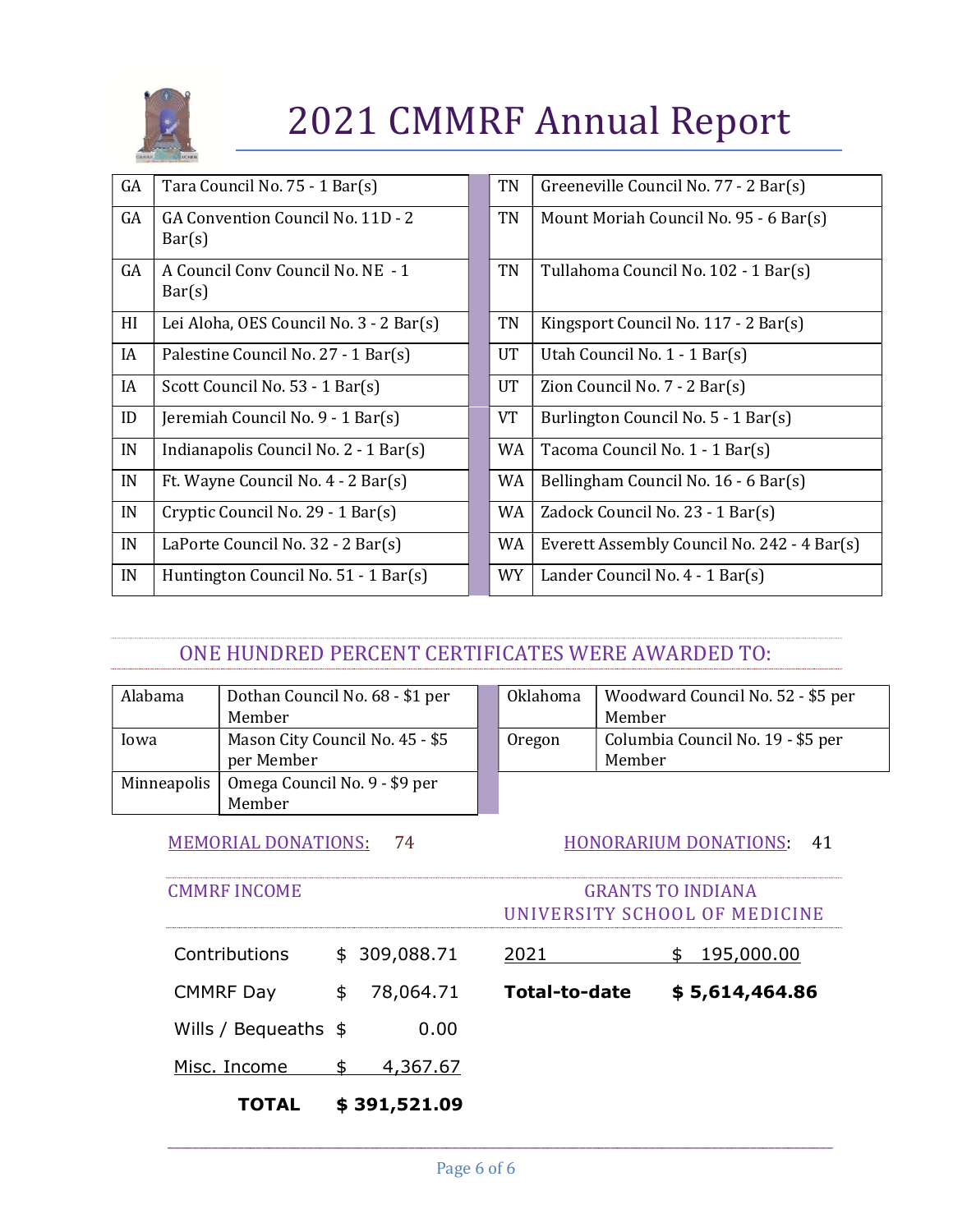# 2021 CMMRF Annual Report

| | | | |
|---|---|---|---|
| GA | Tara Council No. 75 - 1 Bar(s) | TN | Greeneville Council No. 77 - 2 Bar(s) |
| GA | GA Convention Council No. 11D - 2 Bar(s) | TN | Mount Moriah Council No. 95 - 6 Bar(s) |
| GA | A Council Conv Council No. NE - 1 Bar(s) | TN | Tullahoma Council No. 102 - 1 Bar(s) |
| HI | Lei Aloha, OES Council No. 3 - 2 Bar(s) | TN | Kingsport Council No. 117 - 2 Bar(s) |
| IA | Palestine Council No. 27 - 1 Bar(s) | UT | Utah Council No. 1 - 1 Bar(s) |
| IA | Scott Council No. 53 - 1 Bar(s) | UT | Zion Council No. 7 - 2 Bar(s) |
| ID | Jeremiah Council No. 9 - 1 Bar(s) | VT | Burlington Council No. 5 - 1 Bar(s) |
| IN | Indianapolis Council No. 2 - 1 Bar(s) | WA | Tacoma Council No. 1 - 1 Bar(s) |
| IN | Ft. Wayne Council No. 4 - 2 Bar(s) | WA | Bellingham Council No. 16 - 6 Bar(s) |
| IN | Cryptic Council No. 29 - 1 Bar(s) | WA | Zadock Council No. 23 - 1 Bar(s) |
| IN | LaPorte Council No. 32 - 2 Bar(s) | WA | Everett Assembly Council No. 242 - 4 Bar(s) |
| IN | Huntington Council No. 51 - 1 Bar(s) | WY | Lander Council No. 4 - 1 Bar(s) |

## ONE HUNDRED PERCENT CERTIFICATES WERE AWARDED TO:

| | | | |
|---|---|---|---|
| Alabama | Dothan Council No. 68 - $1 per Member | Oklahoma | Woodward Council No. 52 - $5 per Member |
| Iowa | Mason City Council No. 45 - $5 per Member | Oregon | Columbia Council No. 19 - $5 per Member |
| Minneapolis | Omega Council No. 9 - $9 per Member | | |

MEMORIAL DONATIONS: 74

HONORARIUM DONATIONS: 41

## CMMRF INCOME

| | |
|---|---|
| Contributions | $ 309,088.71 |
| CMMRF Day | $ 78,064.71 |
| Wills / Bequeaths | $ 0.00 |
| Misc. Income | $ 4,367.67 |
| **TOTAL** | **$ 391,521.09** |

## GRANTS TO INDIANA UNIVERSITY SCHOOL OF MEDICINE

| | |
|---|---|
| 2021 | $ 195,000.00 |
| **Total-to-date** | **$ 5,614,464.86** |